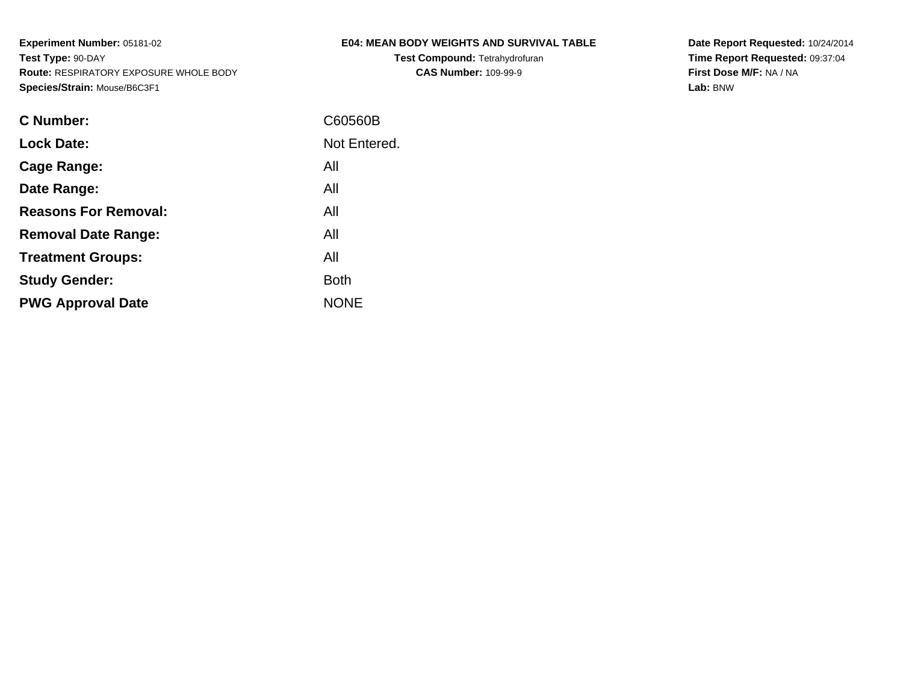**Experiment Number:** 05181-02
**Test Type:** 90-DAY
**Route:** RESPIRATORY EXPOSURE WHOLE BODY
**Species/Strain:** Mouse/B6C3F1

**E04: MEAN BODY WEIGHTS AND SURVIVAL TABLE**
**Test Compound:** Tetrahydrofuran
**CAS Number:** 109-99-9

**Date Report Requested:** 10/24/2014
**Time Report Requested:** 09:37:04
**First Dose M/F:** NA / NA
**Lab:** BNW

| | |
|---|---|
| **C Number:** | C60560B |
| **Lock Date:** | Not Entered. |
| **Cage Range:** | All |
| **Date Range:** | All |
| **Reasons For Removal:** | All |
| **Removal Date Range:** | All |
| **Treatment Groups:** | All |
| **Study Gender:** | Both |
| **PWG Approval Date** | NONE |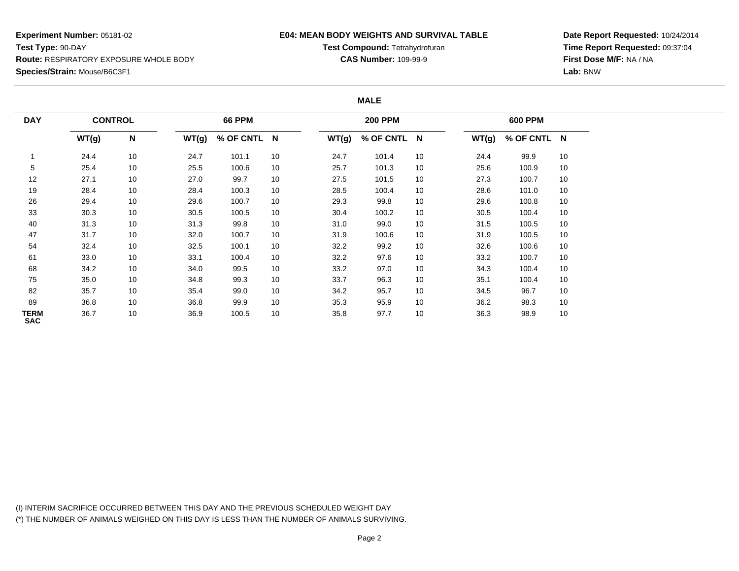**Experiment Number:** 05181-02
**Test Type:** 90-DAY
**Route:** RESPIRATORY EXPOSURE WHOLE BODY
**Species/Strain:** Mouse/B6C3F1

**E04: MEAN BODY WEIGHTS AND SURVIVAL TABLE**
**Test Compound:** Tetrahydrofuran
**CAS Number:** 109-99-9

**Date Report Requested:** 10/24/2014
**Time Report Requested:** 09:37:04
**First Dose M/F:** NA / NA
**Lab:** BNW

**MALE**

| DAY | CONTROL | | 66 PPM | | | 200 PPM | | | 600 PPM | | |
|---|---|---|---|---|---|---|---|---|---|---|---|
| | WT(g) | N | WT(g) | % OF CNTL | N | WT(g) | % OF CNTL | N | WT(g) | % OF CNTL | N |
| 1 | 24.4 | 10 | 24.7 | 101.1 | 10 | 24.7 | 101.4 | 10 | 24.4 | 99.9 | 10 |
| 5 | 25.4 | 10 | 25.5 | 100.6 | 10 | 25.7 | 101.3 | 10 | 25.6 | 100.9 | 10 |
| 12 | 27.1 | 10 | 27.0 | 99.7 | 10 | 27.5 | 101.5 | 10 | 27.3 | 100.7 | 10 |
| 19 | 28.4 | 10 | 28.4 | 100.3 | 10 | 28.5 | 100.4 | 10 | 28.6 | 101.0 | 10 |
| 26 | 29.4 | 10 | 29.6 | 100.7 | 10 | 29.3 | 99.8 | 10 | 29.6 | 100.8 | 10 |
| 33 | 30.3 | 10 | 30.5 | 100.5 | 10 | 30.4 | 100.2 | 10 | 30.5 | 100.4 | 10 |
| 40 | 31.3 | 10 | 31.3 | 99.8 | 10 | 31.0 | 99.0 | 10 | 31.5 | 100.5 | 10 |
| 47 | 31.7 | 10 | 32.0 | 100.7 | 10 | 31.9 | 100.6 | 10 | 31.9 | 100.5 | 10 |
| 54 | 32.4 | 10 | 32.5 | 100.1 | 10 | 32.2 | 99.2 | 10 | 32.6 | 100.6 | 10 |
| 61 | 33.0 | 10 | 33.1 | 100.4 | 10 | 32.2 | 97.6 | 10 | 33.2 | 100.7 | 10 |
| 68 | 34.2 | 10 | 34.0 | 99.5 | 10 | 33.2 | 97.0 | 10 | 34.3 | 100.4 | 10 |
| 75 | 35.0 | 10 | 34.8 | 99.3 | 10 | 33.7 | 96.3 | 10 | 35.1 | 100.4 | 10 |
| 82 | 35.7 | 10 | 35.4 | 99.0 | 10 | 34.2 | 95.7 | 10 | 34.5 | 96.7 | 10 |
| 89 | 36.8 | 10 | 36.8 | 99.9 | 10 | 35.3 | 95.9 | 10 | 36.2 | 98.3 | 10 |
| TERM SAC | 36.7 | 10 | 36.9 | 100.5 | 10 | 35.8 | 97.7 | 10 | 36.3 | 98.9 | 10 |

(I) INTERIM SACRIFICE OCCURRED BETWEEN THIS DAY AND THE PREVIOUS SCHEDULED WEIGHT DAY
(*) THE NUMBER OF ANIMALS WEIGHED ON THIS DAY IS LESS THAN THE NUMBER OF ANIMALS SURVIVING.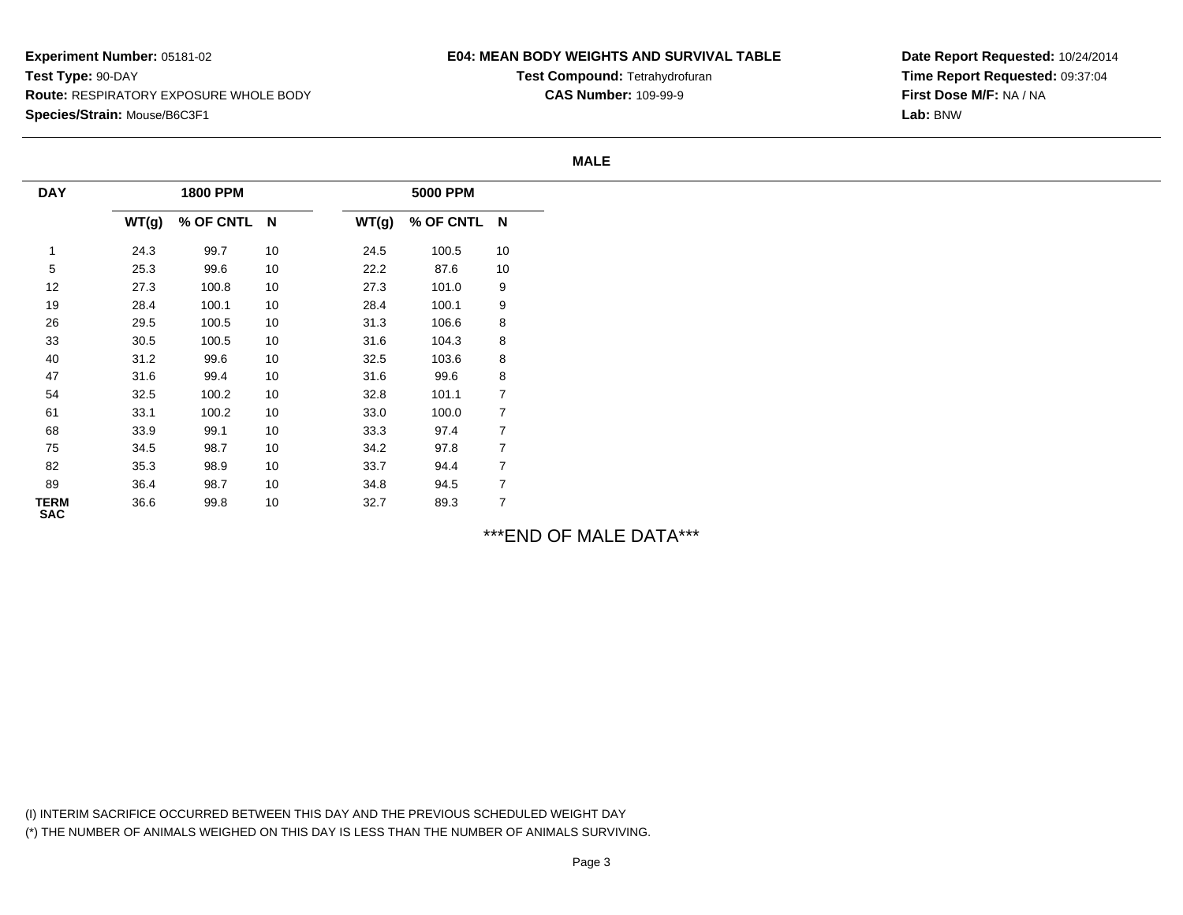**Experiment Number:** 05181-02
**Test Type:** 90-DAY
**Route:** RESPIRATORY EXPOSURE WHOLE BODY
**Species/Strain:** Mouse/B6C3F1

**E04: MEAN BODY WEIGHTS AND SURVIVAL TABLE**
**Test Compound:** Tetrahydrofuran
**CAS Number:** 109-99-9

**Date Report Requested:** 10/24/2014
**Time Report Requested:** 09:37:04
**First Dose M/F:** NA / NA
**Lab:** BNW

**MALE**

| DAY | 1800 PPM | | | 5000 PPM | | |
|---|---|---|---|---|---|---|
| | WT(g) | % OF CNTL | N | WT(g) | % OF CNTL | N |
| 1 | 24.3 | 99.7 | 10 | 24.5 | 100.5 | 10 |
| 5 | 25.3 | 99.6 | 10 | 22.2 | 87.6 | 10 |
| 12 | 27.3 | 100.8 | 10 | 27.3 | 101.0 | 9 |
| 19 | 28.4 | 100.1 | 10 | 28.4 | 100.1 | 9 |
| 26 | 29.5 | 100.5 | 10 | 31.3 | 106.6 | 8 |
| 33 | 30.5 | 100.5 | 10 | 31.6 | 104.3 | 8 |
| 40 | 31.2 | 99.6 | 10 | 32.5 | 103.6 | 8 |
| 47 | 31.6 | 99.4 | 10 | 31.6 | 99.6 | 8 |
| 54 | 32.5 | 100.2 | 10 | 32.8 | 101.1 | 7 |
| 61 | 33.1 | 100.2 | 10 | 33.0 | 100.0 | 7 |
| 68 | 33.9 | 99.1 | 10 | 33.3 | 97.4 | 7 |
| 75 | 34.5 | 98.7 | 10 | 34.2 | 97.8 | 7 |
| 82 | 35.3 | 98.9 | 10 | 33.7 | 94.4 | 7 |
| 89 | 36.4 | 98.7 | 10 | 34.8 | 94.5 | 7 |
| TERM SAC | 36.6 | 99.8 | 10 | 32.7 | 89.3 | 7 |

***END OF MALE DATA***

(I) INTERIM SACRIFICE OCCURRED BETWEEN THIS DAY AND THE PREVIOUS SCHEDULED WEIGHT DAY
(*) THE NUMBER OF ANIMALS WEIGHED ON THIS DAY IS LESS THAN THE NUMBER OF ANIMALS SURVIVING.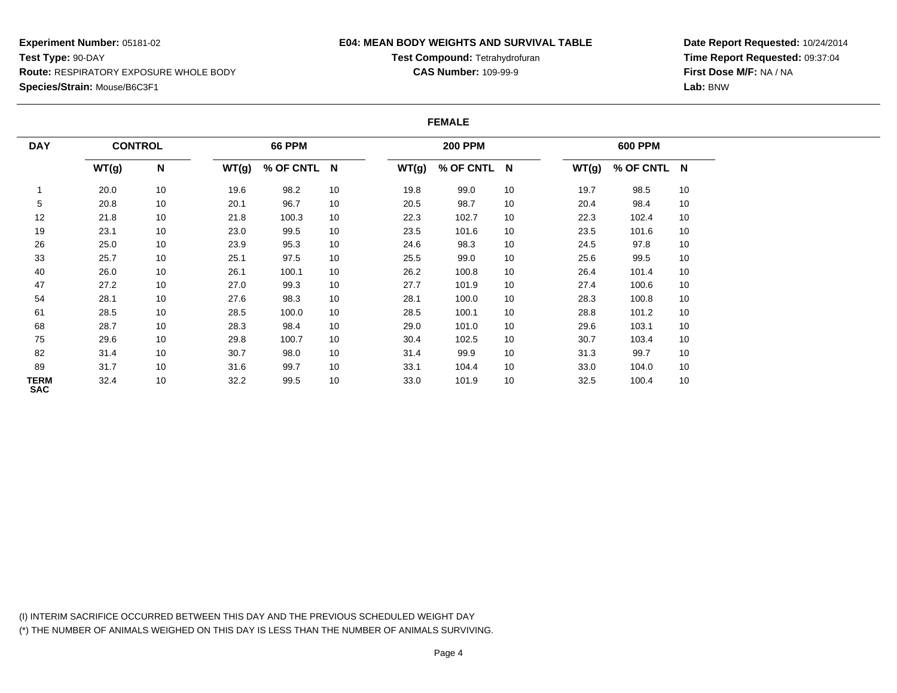**Experiment Number:** 05181-02
**Test Type:** 90-DAY
**Route:** RESPIRATORY EXPOSURE WHOLE BODY
**Species/Strain:** Mouse/B6C3F1

**E04: MEAN BODY WEIGHTS AND SURVIVAL TABLE**
**Test Compound:** Tetrahydrofuran
**CAS Number:** 109-99-9

**Date Report Requested:** 10/24/2014
**Time Report Requested:** 09:37:04
**First Dose M/F:** NA / NA
**Lab:** BNW

**FEMALE**

| DAY | CONTROL | | 66 PPM | | | 200 PPM | | | 600 PPM | | |
|---|---|---|---|---|---|---|---|---|---|---|---|
| | WT(g) | N | WT(g) | % OF CNTL | N | WT(g) | % OF CNTL | N | WT(g) | % OF CNTL | N |
| 1 | 20.0 | 10 | 19.6 | 98.2 | 10 | 19.8 | 99.0 | 10 | 19.7 | 98.5 | 10 |
| 5 | 20.8 | 10 | 20.1 | 96.7 | 10 | 20.5 | 98.7 | 10 | 20.4 | 98.4 | 10 |
| 12 | 21.8 | 10 | 21.8 | 100.3 | 10 | 22.3 | 102.7 | 10 | 22.3 | 102.4 | 10 |
| 19 | 23.1 | 10 | 23.0 | 99.5 | 10 | 23.5 | 101.6 | 10 | 23.5 | 101.6 | 10 |
| 26 | 25.0 | 10 | 23.9 | 95.3 | 10 | 24.6 | 98.3 | 10 | 24.5 | 97.8 | 10 |
| 33 | 25.7 | 10 | 25.1 | 97.5 | 10 | 25.5 | 99.0 | 10 | 25.6 | 99.5 | 10 |
| 40 | 26.0 | 10 | 26.1 | 100.1 | 10 | 26.2 | 100.8 | 10 | 26.4 | 101.4 | 10 |
| 47 | 27.2 | 10 | 27.0 | 99.3 | 10 | 27.7 | 101.9 | 10 | 27.4 | 100.6 | 10 |
| 54 | 28.1 | 10 | 27.6 | 98.3 | 10 | 28.1 | 100.0 | 10 | 28.3 | 100.8 | 10 |
| 61 | 28.5 | 10 | 28.5 | 100.0 | 10 | 28.5 | 100.1 | 10 | 28.8 | 101.2 | 10 |
| 68 | 28.7 | 10 | 28.3 | 98.4 | 10 | 29.0 | 101.0 | 10 | 29.6 | 103.1 | 10 |
| 75 | 29.6 | 10 | 29.8 | 100.7 | 10 | 30.4 | 102.5 | 10 | 30.7 | 103.4 | 10 |
| 82 | 31.4 | 10 | 30.7 | 98.0 | 10 | 31.4 | 99.9 | 10 | 31.3 | 99.7 | 10 |
| 89 | 31.7 | 10 | 31.6 | 99.7 | 10 | 33.1 | 104.4 | 10 | 33.0 | 104.0 | 10 |
| TERM SAC | 32.4 | 10 | 32.2 | 99.5 | 10 | 33.0 | 101.9 | 10 | 32.5 | 100.4 | 10 |

(I) INTERIM SACRIFICE OCCURRED BETWEEN THIS DAY AND THE PREVIOUS SCHEDULED WEIGHT DAY
(*) THE NUMBER OF ANIMALS WEIGHED ON THIS DAY IS LESS THAN THE NUMBER OF ANIMALS SURVIVING.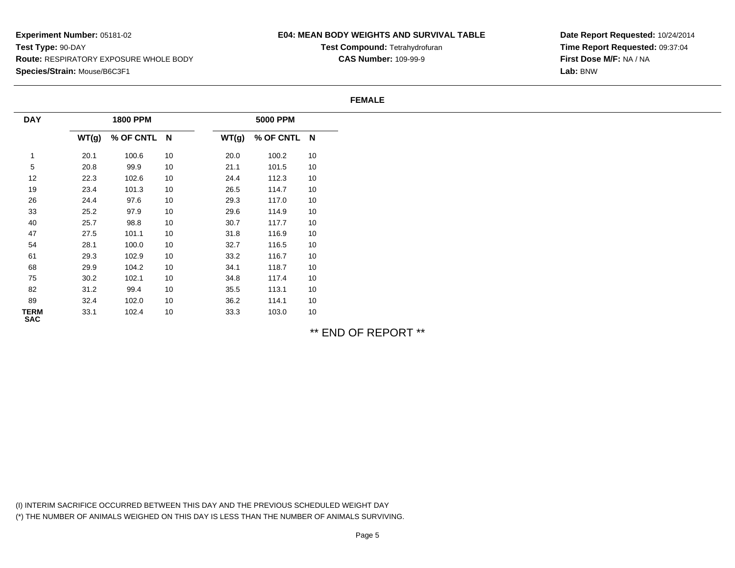**Experiment Number:** 05181-02
**Test Type:** 90-DAY
**Route:** RESPIRATORY EXPOSURE WHOLE BODY
**Species/Strain:** Mouse/B6C3F1

**E04: MEAN BODY WEIGHTS AND SURVIVAL TABLE**
**Test Compound:** Tetrahydrofuran
**CAS Number:** 109-99-9

**Date Report Requested:** 10/24/2014
**Time Report Requested:** 09:37:04
**First Dose M/F:** NA / NA
**Lab:** BNW

**FEMALE**

| DAY | 1800 PPM | | | 5000 PPM | | |
|---|---|---|---|---|---|---|
| | WT(g) | % OF CNTL | N | WT(g) | % OF CNTL | N |
| 1 | 20.1 | 100.6 | 10 | 20.0 | 100.2 | 10 |
| 5 | 20.8 | 99.9 | 10 | 21.1 | 101.5 | 10 |
| 12 | 22.3 | 102.6 | 10 | 24.4 | 112.3 | 10 |
| 19 | 23.4 | 101.3 | 10 | 26.5 | 114.7 | 10 |
| 26 | 24.4 | 97.6 | 10 | 29.3 | 117.0 | 10 |
| 33 | 25.2 | 97.9 | 10 | 29.6 | 114.9 | 10 |
| 40 | 25.7 | 98.8 | 10 | 30.7 | 117.7 | 10 |
| 47 | 27.5 | 101.1 | 10 | 31.8 | 116.9 | 10 |
| 54 | 28.1 | 100.0 | 10 | 32.7 | 116.5 | 10 |
| 61 | 29.3 | 102.9 | 10 | 33.2 | 116.7 | 10 |
| 68 | 29.9 | 104.2 | 10 | 34.1 | 118.7 | 10 |
| 75 | 30.2 | 102.1 | 10 | 34.8 | 117.4 | 10 |
| 82 | 31.2 | 99.4 | 10 | 35.5 | 113.1 | 10 |
| 89 | 32.4 | 102.0 | 10 | 36.2 | 114.1 | 10 |
| TERM SAC | 33.1 | 102.4 | 10 | 33.3 | 103.0 | 10 |

** END OF REPORT **

(I) INTERIM SACRIFICE OCCURRED BETWEEN THIS DAY AND THE PREVIOUS SCHEDULED WEIGHT DAY
(*) THE NUMBER OF ANIMALS WEIGHED ON THIS DAY IS LESS THAN THE NUMBER OF ANIMALS SURVIVING.